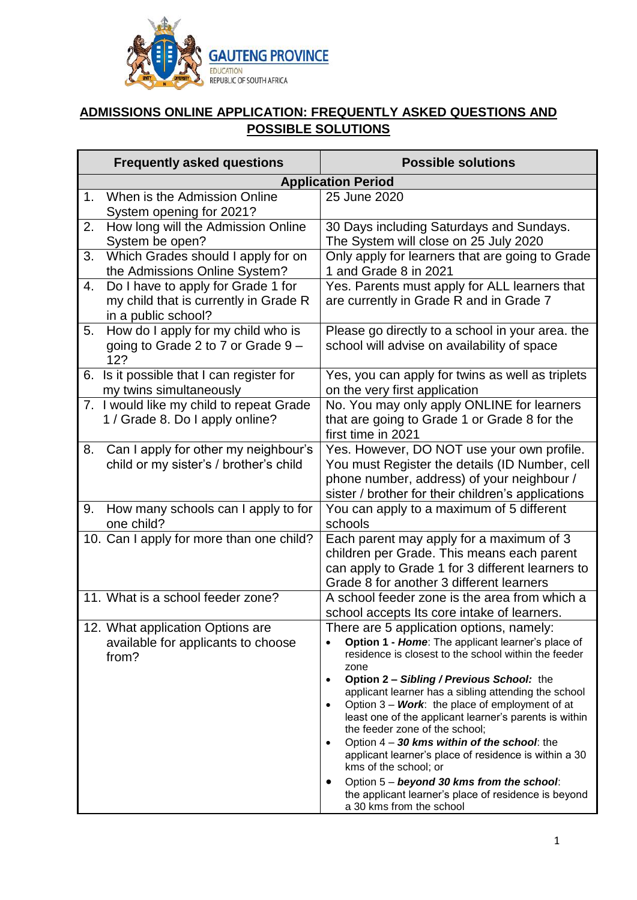GAUTENG PROVINCE
EDUCATION
REPUBLIC OF SOUTH AFRICA

## ADMISSIONS ONLINE APPLICATION: FREQUENTLY ASKED QUESTIONS AND POSSIBLE SOLUTIONS

| Frequently asked questions | Possible solutions |
|---|---|
| **Application Period** | |
| 1. When is the Admission Online System opening for 2021? | 25 June 2020 |
| 2. How long will the Admission Online System be open? | 30 Days including Saturdays and Sundays. The System will close on 25 July 2020 |
| 3. Which Grades should I apply for on the Admissions Online System? | Only apply for learners that are going to Grade 1 and Grade 8 in 2021 |
| 4. Do I have to apply for Grade 1 for my child that is currently in Grade R in a public school? | Yes. Parents must apply for ALL learners that are currently in Grade R and in Grade 7 |
| 5. How do I apply for my child who is going to Grade 2 to 7 or Grade 9 – 12? | Please go directly to a school in your area. the school will advise on availability of space |
| 6. Is it possible that I can register for my twins simultaneously | Yes, you can apply for twins as well as triplets on the very first application |
| 7. I would like my child to repeat Grade 1 / Grade 8. Do I apply online? | No. You may only apply ONLINE for learners that are going to Grade 1 or Grade 8 for the first time in 2021 |
| 8. Can I apply for other my neighbour's child or my sister's / brother's child | Yes. However, DO NOT use your own profile. You must Register the details (ID Number, cell phone number, address) of your neighbour / sister / brother for their children's applications |
| 9. How many schools can I apply to for one child? | You can apply to a maximum of 5 different schools |
| 10. Can I apply for more than one child? | Each parent may apply for a maximum of 3 children per Grade. This means each parent can apply to Grade 1 for 3 different learners to Grade 8 for another 3 different learners |
| 11. What is a school feeder zone? | A school feeder zone is the area from which a school accepts Its core intake of learners. |
| 12. What application Options are available for applicants to choose from? | There are 5 application options, namely:<br>• **Option 1 - *Home***: The applicant learner's place of residence is closest to the school within the feeder zone<br>• **Option 2 – *Sibling / Previous School:*** the applicant learner has a sibling attending the school<br>• Option 3 – ***Work***: the place of employment of at least one of the applicant learner's parents is within the feeder zone of the school;<br>• Option 4 – ***30 kms within of the school***: the applicant learner's place of residence is within a 30 kms of the school; or<br>• Option 5 – ***beyond 30 kms from the school***: the applicant learner's place of residence is beyond a 30 kms from the school |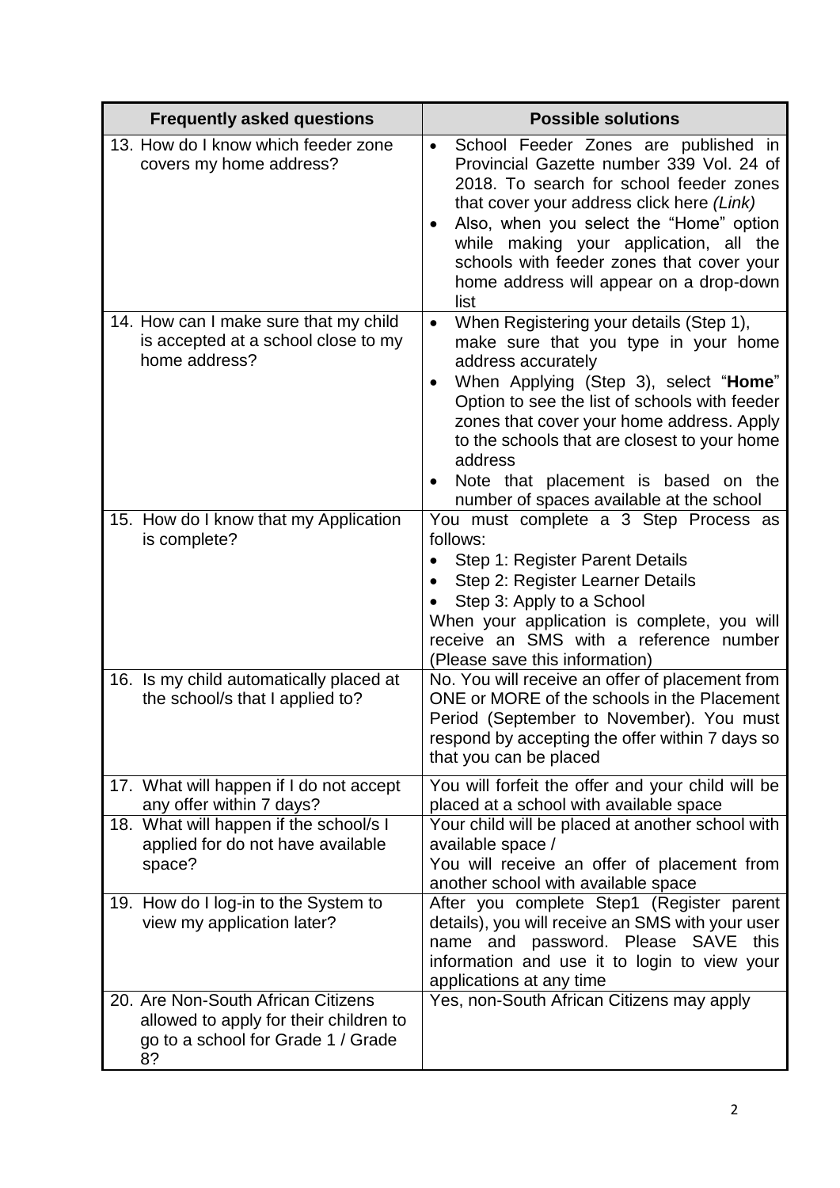| Frequently asked questions | Possible solutions |
|---|---|
| 13. How do I know which feeder zone covers my home address? | • School Feeder Zones are published in Provincial Gazette number 339 Vol. 24 of 2018. To search for school feeder zones that cover your address click here *(Link)*<br>• Also, when you select the "Home" option while making your application, all the schools with feeder zones that cover your home address will appear on a drop-down list |
| 14. How can I make sure that my child is accepted at a school close to my home address? | • When Registering your details (Step 1), make sure that you type in your home address accurately<br>• When Applying (Step 3), select "**Home**" Option to see the list of schools with feeder zones that cover your home address. Apply to the schools that are closest to your home address<br>• Note that placement is based on the number of spaces available at the school |
| 15. How do I know that my Application is complete? | You must complete a 3 Step Process as follows:<br>• Step 1: Register Parent Details<br>• Step 2: Register Learner Details<br>• Step 3: Apply to a School<br>When your application is complete, you will receive an SMS with a reference number (Please save this information) |
| 16. Is my child automatically placed at the school/s that I applied to? | No. You will receive an offer of placement from ONE or MORE of the schools in the Placement Period (September to November). You must respond by accepting the offer within 7 days so that you can be placed |
| 17. What will happen if I do not accept any offer within 7 days? | You will forfeit the offer and your child will be placed at a school with available space |
| 18. What will happen if the school/s I applied for do not have available space? | Your child will be placed at another school with available space /<br>You will receive an offer of placement from another school with available space |
| 19. How do I log-in to the System to view my application later? | After you complete Step1 (Register parent details), you will receive an SMS with your user name and password. Please SAVE this information and use it to login to view your applications at any time |
| 20. Are Non-South African Citizens allowed to apply for their children to go to a school for Grade 1 / Grade 8? | Yes, non-South African Citizens may apply |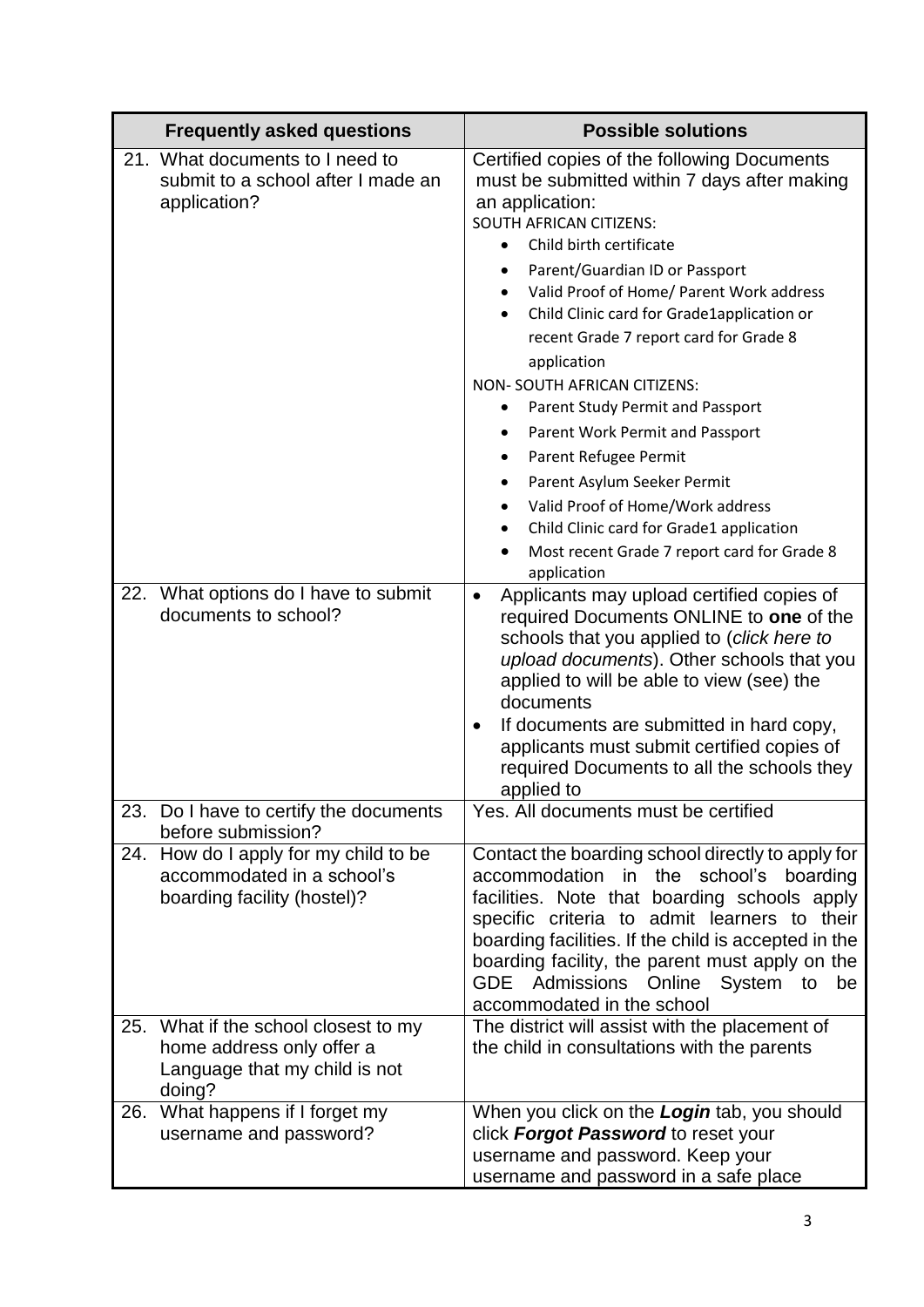| Frequently asked questions | Possible solutions |
|---|---|
| 21. What documents to I need to submit to a school after I made an application? | Certified copies of the following Documents must be submitted within 7 days after making an application:<br>SOUTH AFRICAN CITIZENS:<br>• Child birth certificate<br>• Parent/Guardian ID or Passport<br>• Valid Proof of Home/ Parent Work address<br>• Child Clinic card for Grade1application or recent Grade 7 report card for Grade 8 application<br>NON- SOUTH AFRICAN CITIZENS:<br>• Parent Study Permit and Passport<br>• Parent Work Permit and Passport<br>• Parent Refugee Permit<br>• Parent Asylum Seeker Permit<br>• Valid Proof of Home/Work address<br>• Child Clinic card for Grade1 application<br>• Most recent Grade 7 report card for Grade 8 application |
| 22. What options do I have to submit documents to school? | • Applicants may upload certified copies of required Documents ONLINE to **one** of the schools that you applied to (*click here to upload documents*). Other schools that you applied to will be able to view (see) the documents<br>• If documents are submitted in hard copy, applicants must submit certified copies of required Documents to all the schools they applied to |
| 23. Do I have to certify the documents before submission? | Yes. All documents must be certified |
| 24. How do I apply for my child to be accommodated in a school's boarding facility (hostel)? | Contact the boarding school directly to apply for accommodation in the school's boarding facilities. Note that boarding schools apply specific criteria to admit learners to their boarding facilities. If the child is accepted in the boarding facility, the parent must apply on the GDE Admissions Online System to be accommodated in the school |
| 25. What if the school closest to my home address only offer a Language that my child is not doing? | The district will assist with the placement of the child in consultations with the parents |
| 26. What happens if I forget my username and password? | When you click on the ***Login*** tab, you should click ***Forgot Password*** to reset your username and password. Keep your username and password in a safe place |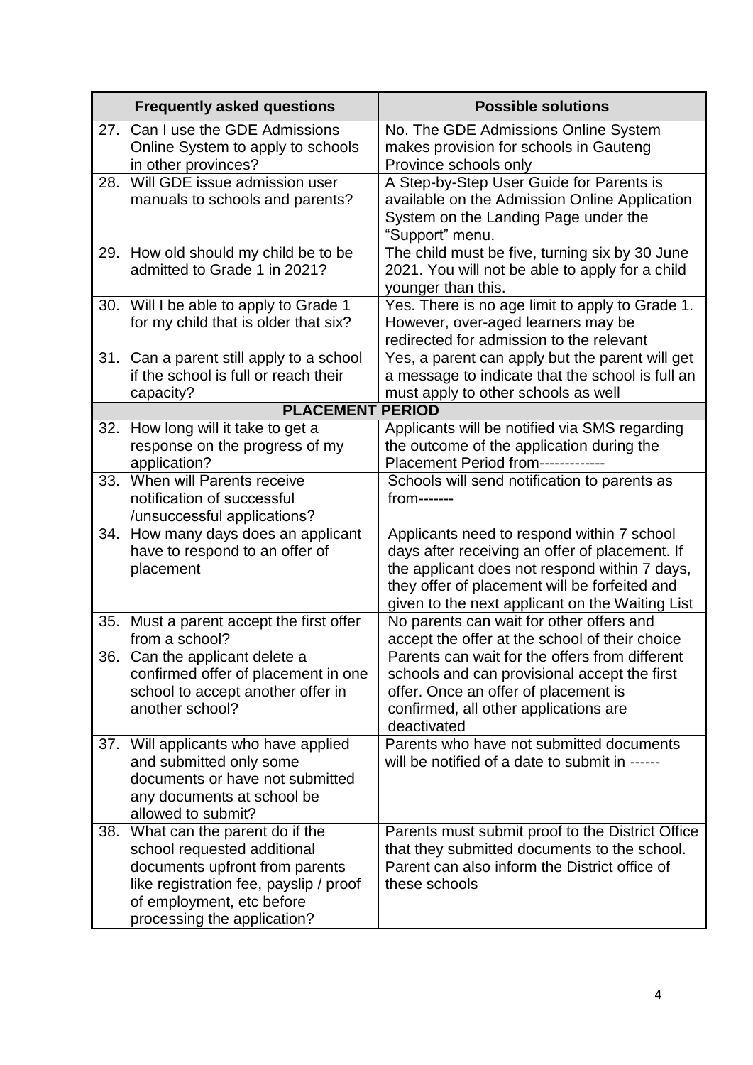| Frequently asked questions | Possible solutions |
|---|---|
| 27. Can I use the GDE Admissions Online System to apply to schools in other provinces? | No. The GDE Admissions Online System makes provision for schools in Gauteng Province schools only |
| 28. Will GDE issue admission user manuals to schools and parents? | A Step-by-Step User Guide for Parents is available on the Admission Online Application System on the Landing Page under the "Support" menu. |
| 29. How old should my child be to be admitted to Grade 1 in 2021? | The child must be five, turning six by 30 June 2021. You will not be able to apply for a child younger than this. |
| 30. Will I be able to apply to Grade 1 for my child that is older that six? | Yes. There is no age limit to apply to Grade 1. However, over-aged learners may be redirected for admission to the relevant |
| 31. Can a parent still apply to a school if the school is full or reach their capacity? | Yes, a parent can apply but the parent will get a message to indicate that the school is full an must apply to other schools as well |
| **PLACEMENT PERIOD** | |
| 32. How long will it take to get a response on the progress of my application? | Applicants will be notified via SMS regarding the outcome of the application during the Placement Period from------------- |
| 33. When will Parents receive notification of successful /unsuccessful applications? | Schools will send notification to parents as from------- |
| 34. How many days does an applicant have to respond to an offer of placement | Applicants need to respond within 7 school days after receiving an offer of placement. If the applicant does not respond within 7 days, they offer of placement will be forfeited and given to the next applicant on the Waiting List |
| 35. Must a parent accept the first offer from a school? | No parents can wait for other offers and accept the offer at the school of their choice |
| 36. Can the applicant delete a confirmed offer of placement in one school to accept another offer in another school? | Parents can wait for the offers from different schools and can provisional accept the first offer. Once an offer of placement is confirmed, all other applications are deactivated |
| 37. Will applicants who have applied and submitted only some documents or have not submitted any documents at school be allowed to submit? | Parents who have not submitted documents will be notified of a date to submit in ------ |
| 38. What can the parent do if the school requested additional documents upfront from parents like registration fee, payslip / proof of employment, etc before processing the application? | Parents must submit proof to the District Office that they submitted documents to the school. Parent can also inform the District office of these schools |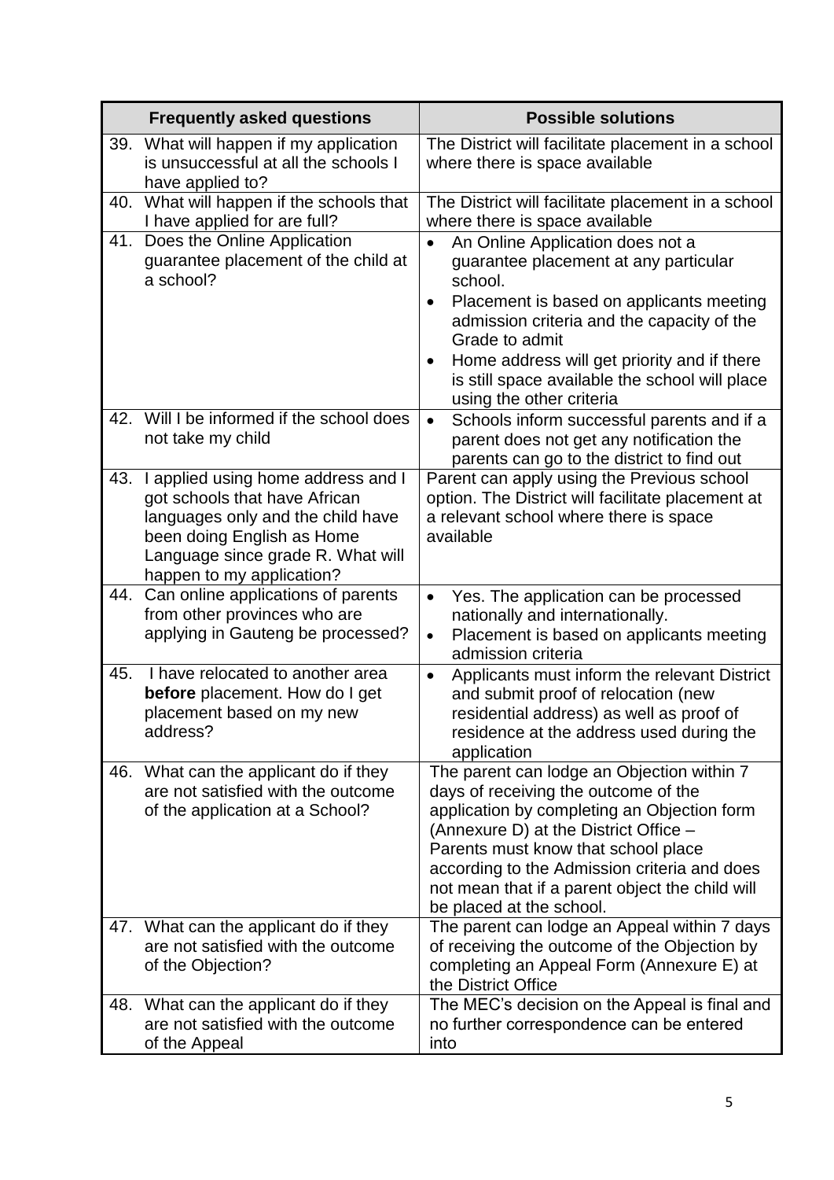| Frequently asked questions | Possible solutions |
|---|---|
| 39. What will happen if my application is unsuccessful at all the schools I have applied to? | The District will facilitate placement in a school where there is space available |
| 40. What will happen if the schools that I have applied for are full? | The District will facilitate placement in a school where there is space available |
| 41. Does the Online Application guarantee placement of the child at a school? | • An Online Application does not a guarantee placement at any particular school. <br> • Placement is based on applicants meeting admission criteria and the capacity of the Grade to admit <br> • Home address will get priority and if there is still space available the school will place using the other criteria |
| 42. Will I be informed if the school does not take my child | • Schools inform successful parents and if a parent does not get any notification the parents can go to the district to find out |
| 43. I applied using home address and I got schools that have African languages only and the child have been doing English as Home Language since grade R. What will happen to my application? | Parent can apply using the Previous school option. The District will facilitate placement at a relevant school where there is space available |
| 44. Can online applications of parents from other provinces who are applying in Gauteng be processed? | • Yes. The application can be processed nationally and internationally. <br> • Placement is based on applicants meeting admission criteria |
| 45. I have relocated to another area **before** placement. How do I get placement based on my new address? | • Applicants must inform the relevant District and submit proof of relocation (new residential address) as well as proof of residence at the address used during the application |
| 46. What can the applicant do if they are not satisfied with the outcome of the application at a School? | The parent can lodge an Objection within 7 days of receiving the outcome of the application by completing an Objection form (Annexure D) at the District Office – Parents must know that school place according to the Admission criteria and does not mean that if a parent object the child will be placed at the school. |
| 47. What can the applicant do if they are not satisfied with the outcome of the Objection? | The parent can lodge an Appeal within 7 days of receiving the outcome of the Objection by completing an Appeal Form (Annexure E) at the District Office |
| 48. What can the applicant do if they are not satisfied with the outcome of the Appeal | The MEC's decision on the Appeal is final and no further correspondence can be entered into |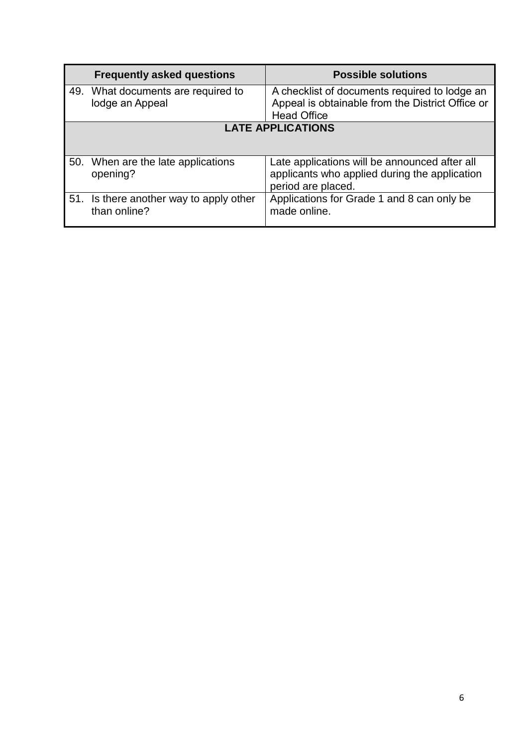| Frequently asked questions | Possible solutions |
|---|---|
| 49. What documents are required to lodge an Appeal | A checklist of documents required to lodge an Appeal is obtainable from the District Office or Head Office |
| **LATE APPLICATIONS** | |
| 50. When are the late applications opening? | Late applications will be announced after all applicants who applied during the application period are placed. |
| 51. Is there another way to apply other than online? | Applications for Grade 1 and 8 can only be made online. |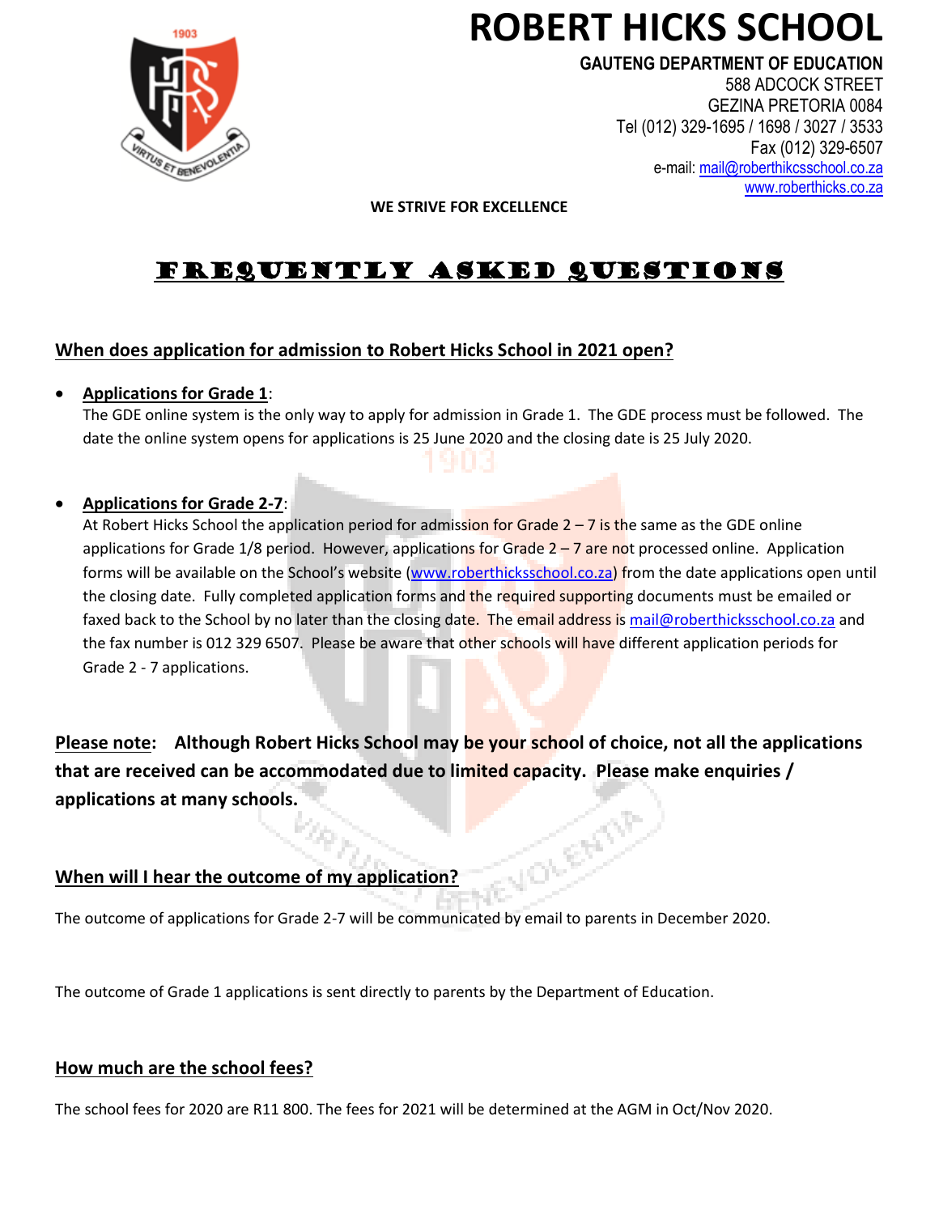# ROBERT HICKS SCHOOL

**GAUTENG DEPARTMENT OF EDUCATION**
588 ADCOCK STREET
GEZINA PRETORIA 0084
Tel (012) 329-1695 / 1698 / 3027 / 3533
Fax (012) 329-6507
e-mail: mail@roberthikcsschool.co.za
www.roberthicks.co.za

**WE STRIVE FOR EXCELLENCE**

## FREQUENTLY ASKED QUESTIONS

### When does application for admission to Robert Hicks School in 2021 open?

- **Applications for Grade 1**:
  The GDE online system is the only way to apply for admission in Grade 1. The GDE process must be followed. The date the online system opens for applications is 25 June 2020 and the closing date is 25 July 2020.

- **Applications for Grade 2-7**:
  At Robert Hicks School the application period for admission for Grade 2 – 7 is the same as the GDE online applications for Grade 1/8 period. However, applications for Grade 2 – 7 are not processed online. Application forms will be available on the School's website (www.roberthicksschool.co.za) from the date applications open until the closing date. Fully completed application forms and the required supporting documents must be emailed or faxed back to the School by no later than the closing date. The email address is mail@roberthicksschool.co.za and the fax number is 012 329 6507. Please be aware that other schools will have different application periods for Grade 2 - 7 applications.

**Please note: Although Robert Hicks School may be your school of choice, not all the applications that are received can be accommodated due to limited capacity. Please make enquiries / applications at many schools.**

### When will I hear the outcome of my application?

The outcome of applications for Grade 2-7 will be communicated by email to parents in December 2020.

The outcome of Grade 1 applications is sent directly to parents by the Department of Education.

### How much are the school fees?

The school fees for 2020 are R11 800. The fees for 2021 will be determined at the AGM in Oct/Nov 2020.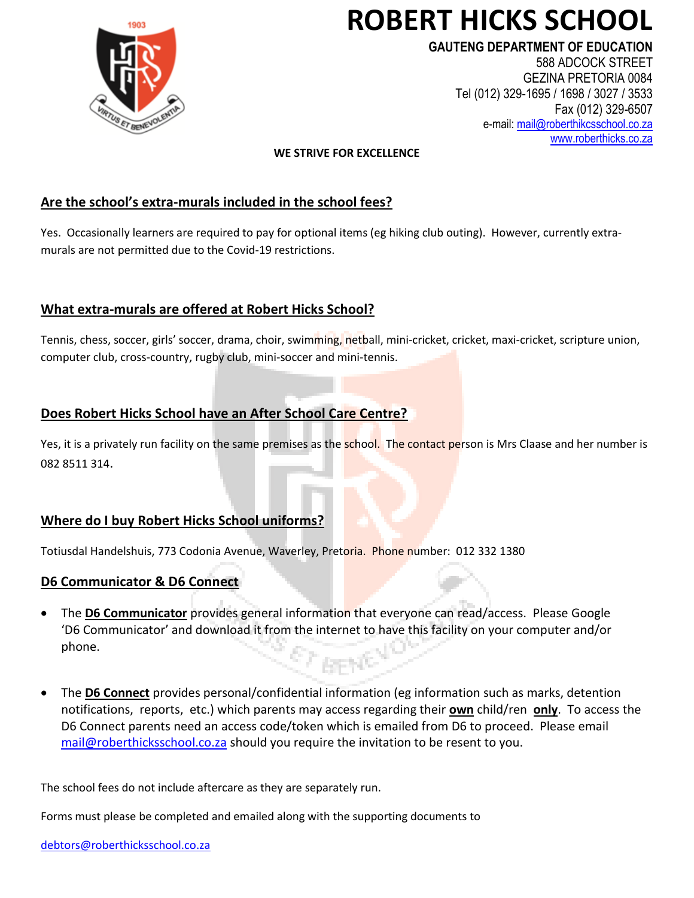# ROBERT HICKS SCHOOL

**GAUTENG DEPARTMENT OF EDUCATION**
588 ADCOCK STREET
GEZINA PRETORIA 0084
Tel (012) 329-1695 / 1698 / 3027 / 3533
Fax (012) 329-6507
e-mail: mail@roberthikcsschool.co.za
www.roberthicks.co.za

**WE STRIVE FOR EXCELLENCE**

## Are the school's extra-murals included in the school fees?

Yes. Occasionally learners are required to pay for optional items (eg hiking club outing). However, currently extra-murals are not permitted due to the Covid-19 restrictions.

## What extra-murals are offered at Robert Hicks School?

Tennis, chess, soccer, girls' soccer, drama, choir, swimming, netball, mini-cricket, cricket, maxi-cricket, scripture union, computer club, cross-country, rugby club, mini-soccer and mini-tennis.

## Does Robert Hicks School have an After School Care Centre?

Yes, it is a privately run facility on the same premises as the school. The contact person is Mrs Claase and her number is 082 8511 314.

## Where do I buy Robert Hicks School uniforms?

Totiusdal Handelshuis, 773 Codonia Avenue, Waverley, Pretoria. Phone number: 012 332 1380

## D6 Communicator & D6 Connect

- The **D6 Communicator** provides general information that everyone can read/access. Please Google 'D6 Communicator' and download it from the internet to have this facility on your computer and/or phone.

- The **D6 Connect** provides personal/confidential information (eg information such as marks, detention notifications, reports, etc.) which parents may access regarding their **own** child/ren **only**. To access the D6 Connect parents need an access code/token which is emailed from D6 to proceed. Please email mail@roberthicksschool.co.za should you require the invitation to be resent to you.

The school fees do not include aftercare as they are separately run.

Forms must please be completed and emailed along with the supporting documents to

debtors@roberthicksschool.co.za